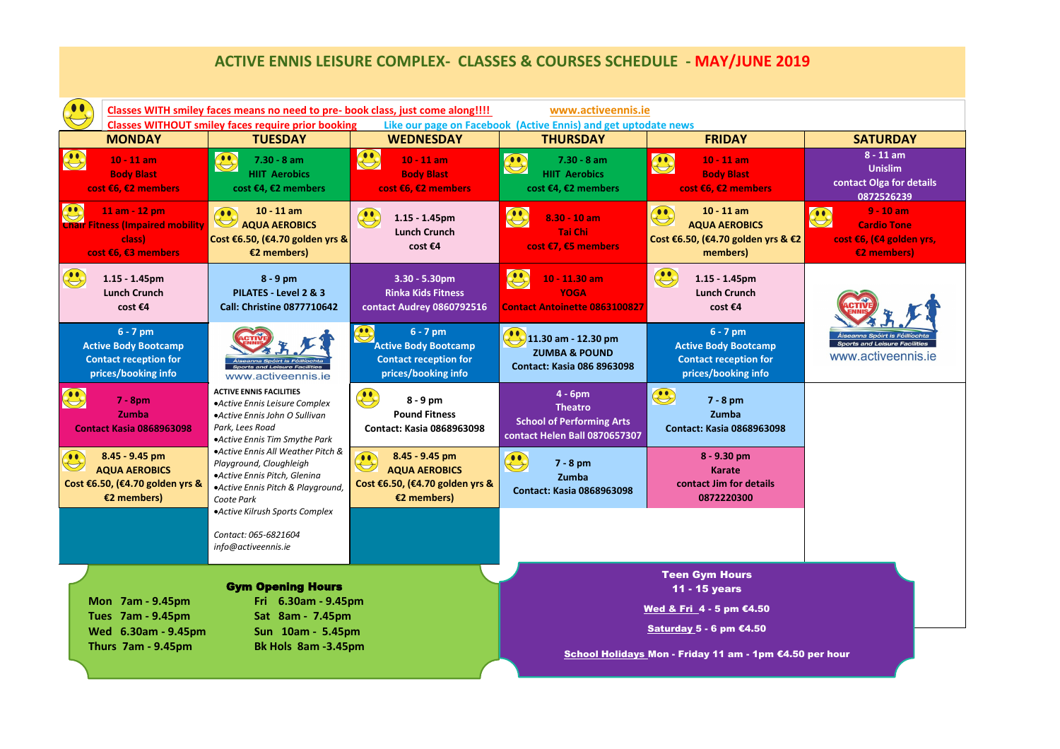# ACTIVE ENNIS LEISURE COMPLEX- CLASSES & COURSES SCHEDULE - MAY/JUNE 2019

Classes WITH smiley faces means no need to pre- book class, just come along!!!!  www.activeennis.ie

Classes WITHOUT smiley faces require prior booking  Like our page on Facebook (Active Ennis) and get uptodate news

| MONDAY | TUESDAY | WEDNESDAY | THURSDAY | FRIDAY | SATURDAY |
|---|---|---|---|---|---|
| 😊 10 - 11 am Body Blast cost €6, €2 members | 😊 7.30 - 8 am HIIT Aerobics cost €4, €2 members | 😊 10 - 11 am Body Blast cost €6, €2 members | 😊 7.30 - 8 am HIIT Aerobics cost €4, €2 members | 😊 10 - 11 am Body Blast cost €6, €2 members | 8 - 11 am Unislim contact Olga for details 0872526239 |
| 😊 11 am - 12 pm Chair Fitness (Impaired mobility class) cost €6, €3 members | 😊 10 - 11 am AQUA AEROBICS Cost €6.50, (€4.70 golden yrs & €2 members) | 😊 1.15 - 1.45pm Lunch Crunch cost €4 | 😊 8.30 - 10 am Tai Chi cost €7, €5 members | 😊 10 - 11 am AQUA AEROBICS Cost €6.50, (€4.70 golden yrs & €2 members) | 😊 9 - 10 am Cardio Tone cost €6, (€4 golden yrs, €2 members) |
| 😊 1.15 - 1.45pm Lunch Crunch cost €4 | 8 - 9 pm PILATES - Level 2 & 3 Call: Christine 0877710642 | 3.30 - 5.30pm Rinka Kids Fitness contact Audrey 0860792516 | 😊 10 - 11.30 am YOGA Contact Antoinette 0863100827 | 😊 1.15 - 1.45pm Lunch Crunch cost €4 | Active Ennis – Áiseanna Spóirt is Fóillíochta – Sports and Leisure Facilities – www.activeennis.ie |
| 6 - 7 pm Active Body Bootcamp Contact reception for prices/booking info | Active Ennis – Áiseanna Spóirt is Fóillíochta – Sports and Leisure Facilities – www.activeennis.ie | 😊 6 - 7 pm Active Body Bootcamp Contact reception for prices/booking info | 😊 11.30 am - 12.30 pm ZUMBA & POUND Contact: Kasia 086 8963098 | 6 - 7 pm Active Body Bootcamp Contact reception for prices/booking info | |
| 😊 7 - 8pm Zumba Contact Kasia 0868963098 | ACTIVE ENNIS FACILITIES | 😊 8 - 9 pm Pound Fitness Contact: Kasia 0868963098 | 4 - 6pm Theatro School of Performing Arts contact Helen Ball 0870657307 | 😊 7 - 8 pm Zumba Contact: Kasia 0868963098 | |
| 😊 8.45 - 9.45 pm AQUA AEROBICS Cost €6.50, (€4.70 golden yrs & €2 members) | | 😊 8.45 - 9.45 pm AQUA AEROBICS Cost €6.50, (€4.70 golden yrs & €2 members) | 😊 7 - 8 pm Zumba Contact: Kasia 0868963098 | 8 - 9.30 pm Karate contact Jim for details 0872220300 | |

**ACTIVE ENNIS FACILITIES**

- *Active Ennis Leisure Complex*
- *Active Ennis John O Sullivan Park, Lees Road*
- *Active Ennis Tim Smythe Park*
- *Active Ennis All Weather Pitch & Playground, Cloughleigh*
- *Active Ennis Pitch, Glenina*
- *Active Ennis Pitch & Playground, Coote Park*
- *Active Kilrush Sports Complex*

*Contact: 065-6821604*
*info@activeennis.ie*

## Gym Opening Hours

| | |
|---|---|
| Mon 7am - 9.45pm | Fri 6.30am - 9.45pm |
| Tues 7am - 9.45pm | Sat 8am - 7.45pm |
| Wed 6.30am - 9.45pm | Sun 10am - 5.45pm |
| Thurs 7am - 9.45pm | Bk Hols 8am -3.45pm |

## Teen Gym Hours

**11 - 15 years**

**Wed & Fri** 4 - 5 pm €4.50

**Saturday** 5 - 6 pm €4.50

**School Holidays** Mon - Friday 11 am - 1pm €4.50 per hour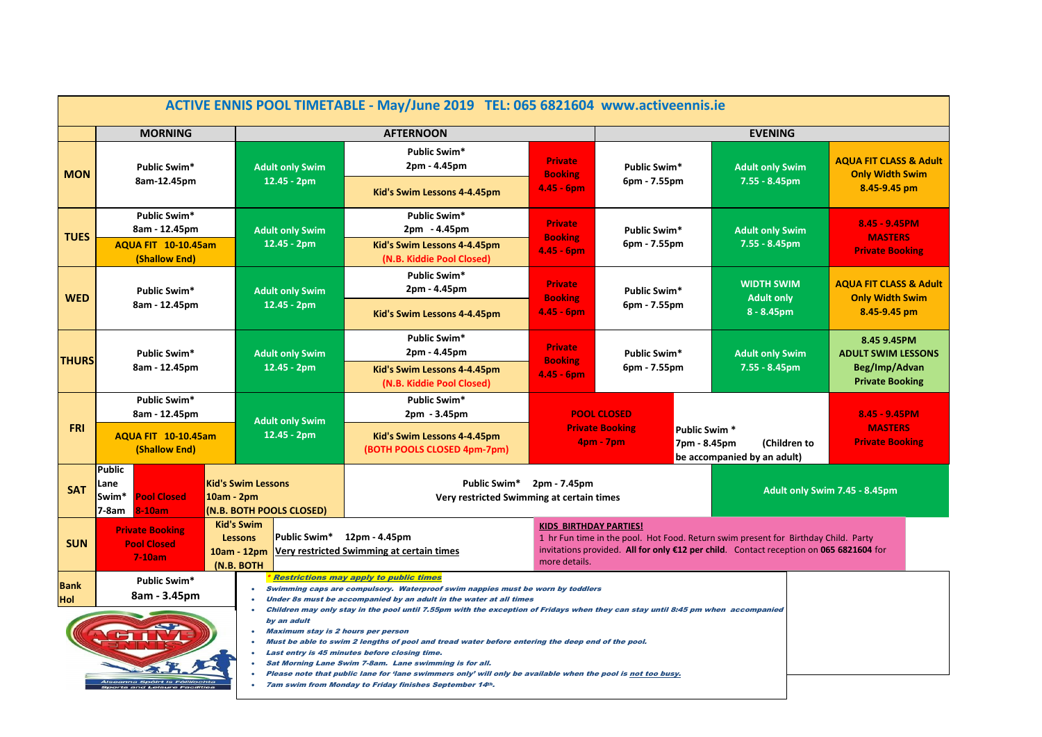## ACTIVE ENNIS POOL TIMETABLE - May/June 2019 TEL: 065 6821604 www.activeennis.ie

| | MORNING | AFTERNOON | | | EVENING | | |
|---|---|---|---|---|---|---|---|
| **MON** | Public Swim* 8am-12.45pm | Adult only Swim 12.45 - 2pm | Public Swim* 2pm - 4.45pm / Kid's Swim Lessons 4-4.45pm | Private Booking 4.45 - 6pm | Public Swim* 6pm - 7.55pm | Adult only Swim 7.55 - 8.45pm | AQUA FIT CLASS & Adult Only Width Swim 8.45-9.45 pm |
| **TUES** | Public Swim* 8am - 12.45pm / AQUA FIT 10-10.45am (Shallow End) | Adult only Swim 12.45 - 2pm | Public Swim* 2pm - 4.45pm / Kid's Swim Lessons 4-4.45pm (N.B. Kiddie Pool Closed) | Private Booking 4.45 - 6pm | Public Swim* 6pm - 7.55pm | Adult only Swim 7.55 - 8.45pm | 8.45 - 9.45PM MASTERS Private Booking |
| **WED** | Public Swim* 8am - 12.45pm | Adult only Swim 12.45 - 2pm | Public Swim* 2pm - 4.45pm / Kid's Swim Lessons 4-4.45pm | Private Booking 4.45 - 6pm | Public Swim* 6pm - 7.55pm | WIDTH SWIM Adult only 8 - 8.45pm | AQUA FIT CLASS & Adult Only Width Swim 8.45-9.45 pm |
| **THURS** | Public Swim* 8am - 12.45pm | Adult only Swim 12.45 - 2pm | Public Swim* 2pm - 4.45pm / Kid's Swim Lessons 4-4.45pm (N.B. Kiddie Pool Closed) | Private Booking 4.45 - 6pm | Public Swim* 6pm - 7.55pm | Adult only Swim 7.55 - 8.45pm | 8.45 9.45PM ADULT SWIM LESSONS Beg/Imp/Advan Private Booking |
| **FRI** | Public Swim* 8am - 12.45pm / AQUA FIT 10-10.45am (Shallow End) | Adult only Swim 12.45 - 2pm | Public Swim* 2pm - 3.45pm / Kid's Swim Lessons 4-4.45pm (BOTH POOLS CLOSED 4pm-7pm) | POOL CLOSED Private Booking 4pm - 7pm | Public Swim * 7pm - 8.45pm (Children to be accompanied by an adult) | | 8.45 - 9.45PM MASTERS Private Booking |
| **SAT** | Public Lane Swim* 7-8am / Pool Closed 8-10am | Kid's Swim Lessons 10am - 2pm (N.B. BOTH POOLS CLOSED) | Public Swim* 2pm - 7.45pm Very restricted Swimming at certain times | | | Adult only Swim 7.45 - 8.45pm | |
| **SUN** | Private Booking Pool Closed 7-10am / Kid's Swim Lessons 10am - 12pm (N.B. BOTH | Public Swim* 12pm - 4.45pm Very restricted Swimming at certain times | | KIDS BIRTHDAY PARTIES! 1 hr Fun time in the pool. Hot Food. Return swim present for Birthday Child. Party invitations provided. **All for only €12 per child**. Contact reception on **065 6821604** for more details. | | | |
| **Bank Hol** | Public Swim* 8am - 3.45pm | | | | | | |

*\* Restrictions may apply to public times*

- *Swimming caps are compulsory. Waterproof swim nappies must be worn by toddlers*
- *Under 8s must be accompanied by an adult in the water at all times*
- *Children may only stay in the pool until 7.55pm with the exception of Fridays when they can stay until 8:45 pm when accompanied by an adult*
- *Maximum stay is 2 hours per person*
- *Must be able to swim 2 lengths of pool and tread water before entering the deep end of the pool.*
- *Last entry is 45 minutes before closing time.*
- *Sat Morning Lane Swim 7-8am. Lane swimming is for all.*
- *Please note that public lane for 'lane swimmers only' will only be available when the pool is not too busy.*
- *7am swim from Monday to Friday finishes September 14th.*

ACTIVE ENNIS
Aiseanna Spóirt is Fóillíochta
Sports and Leisure Facilities